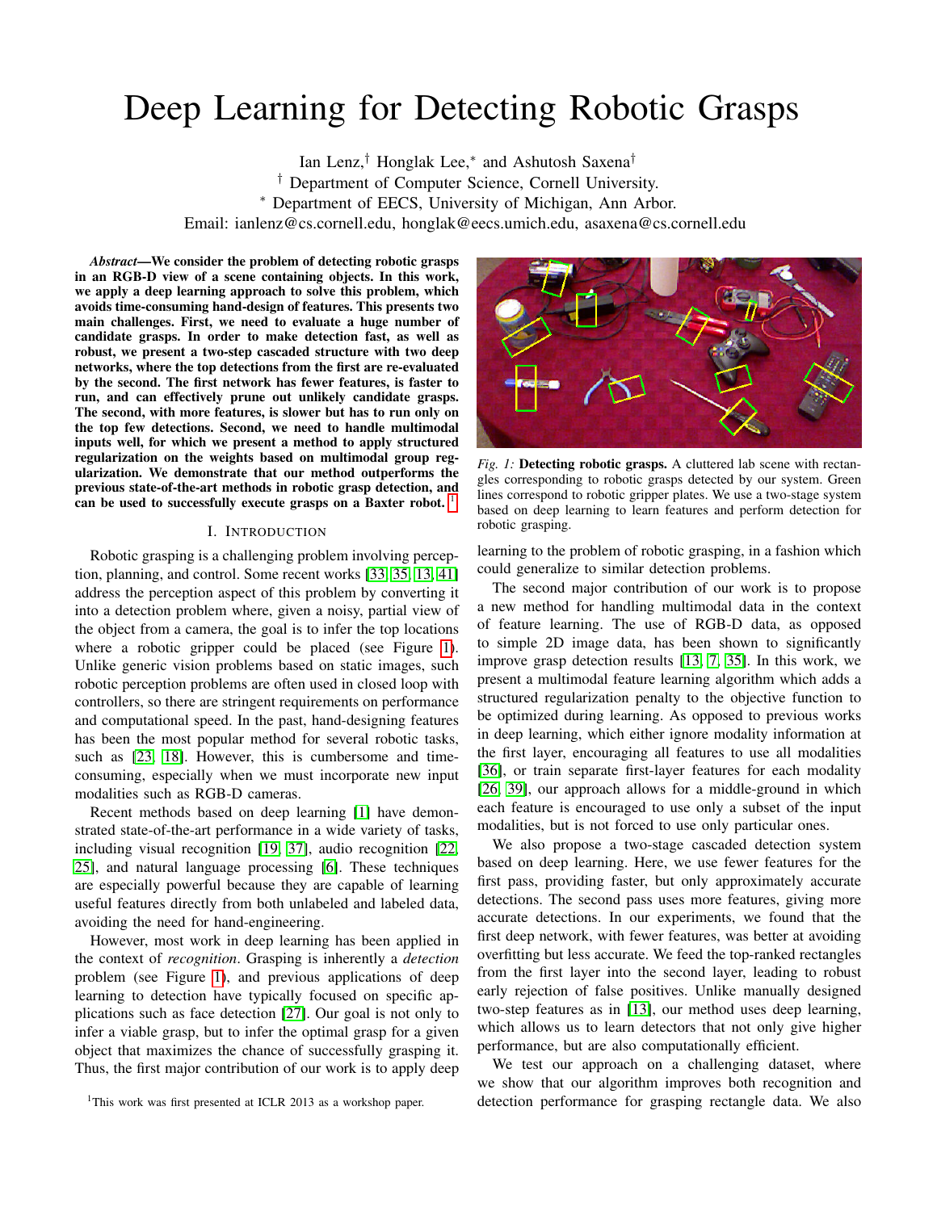# Deep Learning for Detecting Robotic Grasps

Ian Lenz,[†] Honglak Lee,[*] and Ashutosh Saxena[†]

[†] Department of Computer Science, Cornell University.

[*] Department of EECS, University of Michigan, Ann Arbor.

Email: ianlenz@cs.cornell.edu, honglak@eecs.umich.edu, asaxena@cs.cornell.edu

***Abstract*—We consider the problem of detecting robotic grasps in an RGB-D view of a scene containing objects. In this work, we apply a deep learning approach to solve this problem, which avoids time-consuming hand-design of features. This presents two main challenges. First, we need to evaluate a huge number of candidate grasps. In order to make detection fast, as well as robust, we present a two-step cascaded structure with two deep networks, where the top detections from the first are re-evaluated by the second. The first network has fewer features, is faster to run, and can effectively prune out unlikely candidate grasps. The second, with more features, is slower but has to run only on the top few detections. Second, we need to handle multimodal inputs well, for which we present a method to apply structured regularization on the weights based on multimodal group regularization. We demonstrate that our method outperforms the previous state-of-the-art methods in robotic grasp detection, and can be used to successfully execute grasps on a Baxter robot.** [1]

*Fig. 1:* **Detecting robotic grasps.** A cluttered lab scene with rectangles corresponding to robotic grasps detected by our system. Green lines correspond to robotic gripper plates. We use a two-stage system based on deep learning to learn features and perform detection for robotic grasping.

## I. Introduction

Robotic grasping is a challenging problem involving perception, planning, and control. Some recent works [33, 35, 13, 41] address the perception aspect of this problem by converting it into a detection problem where, given a noisy, partial view of the object from a camera, the goal is to infer the top locations where a robotic gripper could be placed (see Figure 1). Unlike generic vision problems based on static images, such robotic perception problems are often used in closed loop with controllers, so there are stringent requirements on performance and computational speed. In the past, hand-designing features has been the most popular method for several robotic tasks, such as [23, 18]. However, this is cumbersome and time-consuming, especially when we must incorporate new input modalities such as RGB-D cameras.

Recent methods based on deep learning [1] have demonstrated state-of-the-art performance in a wide variety of tasks, including visual recognition [19, 37], audio recognition [22, 25], and natural language processing [6]. These techniques are especially powerful because they are capable of learning useful features directly from both unlabeled and labeled data, avoiding the need for hand-engineering.

However, most work in deep learning has been applied in the context of *recognition*. Grasping is inherently a *detection* problem (see Figure 1), and previous applications of deep learning to detection have typically focused on specific applications such as face detection [27]. Our goal is not only to infer a viable grasp, but to infer the optimal grasp for a given object that maximizes the chance of successfully grasping it. Thus, the first major contribution of our work is to apply deep learning to the problem of robotic grasping, in a fashion which could generalize to similar detection problems.

The second major contribution of our work is to propose a new method for handling multimodal data in the context of feature learning. The use of RGB-D data, as opposed to simple 2D image data, has been shown to significantly improve grasp detection results [13, 7, 35]. In this work, we present a multimodal feature learning algorithm which adds a structured regularization penalty to the objective function to be optimized during learning. As opposed to previous works in deep learning, which either ignore modality information at the first layer, encouraging all features to use all modalities [36], or train separate first-layer features for each modality [26, 39], our approach allows for a middle-ground in which each feature is encouraged to use only a subset of the input modalities, but is not forced to use only particular ones.

We also propose a two-stage cascaded detection system based on deep learning. Here, we use fewer features for the first pass, providing faster, but only approximately accurate detections. The second pass uses more features, giving more accurate detections. In our experiments, we found that the first deep network, with fewer features, was better at avoiding overfitting but less accurate. We feed the top-ranked rectangles from the first layer into the second layer, leading to robust early rejection of false positives. Unlike manually designed two-step features as in [13], our method uses deep learning, which allows us to learn detectors that not only give higher performance, but are also computationally efficient.

We test our approach on a challenging dataset, where we show that our algorithm improves both recognition and detection performance for grasping rectangle data. We also

[1]This work was first presented at ICLR 2013 as a workshop paper.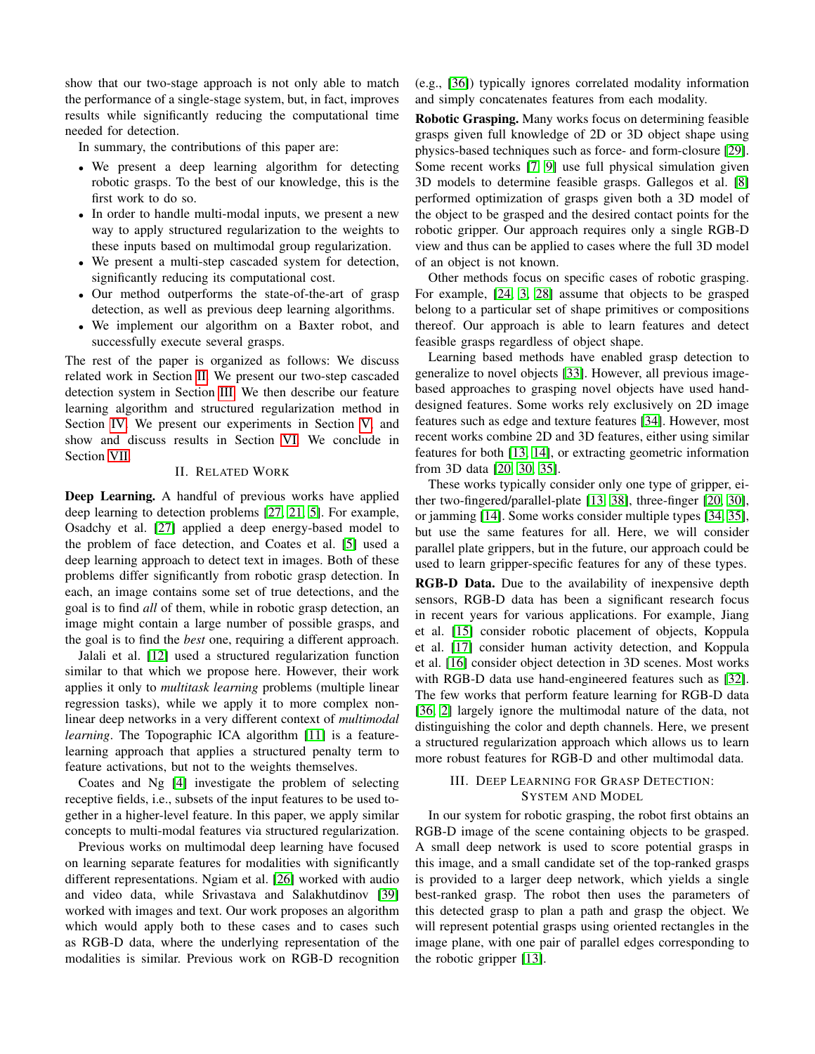show that our two-stage approach is not only able to match the performance of a single-stage system, but, in fact, improves results while significantly reducing the computational time needed for detection.

In summary, the contributions of this paper are:

- We present a deep learning algorithm for detecting robotic grasps. To the best of our knowledge, this is the first work to do so.
- In order to handle multi-modal inputs, we present a new way to apply structured regularization to the weights to these inputs based on multimodal group regularization.
- We present a multi-step cascaded system for detection, significantly reducing its computational cost.
- Our method outperforms the state-of-the-art of grasp detection, as well as previous deep learning algorithms.
- We implement our algorithm on a Baxter robot, and successfully execute several grasps.

The rest of the paper is organized as follows: We discuss related work in Section II. We present our two-step cascaded detection system in Section III. We then describe our feature learning algorithm and structured regularization method in Section IV. We present our experiments in Section V, and show and discuss results in Section VI. We conclude in Section VII.

## II. Related Work

**Deep Learning.** A handful of previous works have applied deep learning to detection problems [27, 21, 5]. For example, Osadchy et al. [27] applied a deep energy-based model to the problem of face detection, and Coates et al. [5] used a deep learning approach to detect text in images. Both of these problems differ significantly from robotic grasp detection. In each, an image contains some set of true detections, and the goal is to find *all* of them, while in robotic grasp detection, an image might contain a large number of possible grasps, and the goal is to find the *best* one, requiring a different approach.

Jalali et al. [12] used a structured regularization function similar to that which we propose here. However, their work applies it only to *multitask learning* problems (multiple linear regression tasks), while we apply it to more complex non-linear deep networks in a very different context of *multimodal learning*. The Topographic ICA algorithm [11] is a feature-learning approach that applies a structured penalty term to feature activations, but not to the weights themselves.

Coates and Ng [4] investigate the problem of selecting receptive fields, i.e., subsets of the input features to be used together in a higher-level feature. In this paper, we apply similar concepts to multi-modal features via structured regularization.

Previous works on multimodal deep learning have focused on learning separate features for modalities with significantly different representations. Ngiam et al. [26] worked with audio and video data, while Srivastava and Salakhutdinov [39] worked with images and text. Our work proposes an algorithm which would apply both to these cases and to cases such as RGB-D data, where the underlying representation of the modalities is similar. Previous work on RGB-D recognition (e.g., [36]) typically ignores correlated modality information and simply concatenates features from each modality.

**Robotic Grasping.** Many works focus on determining feasible grasps given full knowledge of 2D or 3D object shape using physics-based techniques such as force- and form-closure [29]. Some recent works [7, 9] use full physical simulation given 3D models to determine feasible grasps. Gallegos et al. [8] performed optimization of grasps given both a 3D model of the object to be grasped and the desired contact points for the robotic gripper. Our approach requires only a single RGB-D view and thus can be applied to cases where the full 3D model of an object is not known.

Other methods focus on specific cases of robotic grasping. For example, [24, 3, 28] assume that objects to be grasped belong to a particular set of shape primitives or compositions thereof. Our approach is able to learn features and detect feasible grasps regardless of object shape.

Learning based methods have enabled grasp detection to generalize to novel objects [33]. However, all previous image-based approaches to grasping novel objects have used hand-designed features. Some works rely exclusively on 2D image features such as edge and texture features [34]. However, most recent works combine 2D and 3D features, either using similar features for both [13, 14], or extracting geometric information from 3D data [20, 30, 35].

These works typically consider only one type of gripper, either two-fingered/parallel-plate [13, 38], three-finger [20, 30], or jamming [14]. Some works consider multiple types [34, 35], but use the same features for all. Here, we will consider parallel plate grippers, but in the future, our approach could be used to learn gripper-specific features for any of these types.

**RGB-D Data.** Due to the availability of inexpensive depth sensors, RGB-D data has been a significant research focus in recent years for various applications. For example, Jiang et al. [15] consider robotic placement of objects, Koppula et al. [17] consider human activity detection, and Koppula et al. [16] consider object detection in 3D scenes. Most works with RGB-D data use hand-engineered features such as [32]. The few works that perform feature learning for RGB-D data [36, 2] largely ignore the multimodal nature of the data, not distinguishing the color and depth channels. Here, we present a structured regularization approach which allows us to learn more robust features for RGB-D and other multimodal data.

## III. Deep Learning for Grasp Detection: System and Model

In our system for robotic grasping, the robot first obtains an RGB-D image of the scene containing objects to be grasped. A small deep network is used to score potential grasps in this image, and a small candidate set of the top-ranked grasps is provided to a larger deep network, which yields a single best-ranked grasp. The robot then uses the parameters of this detected grasp to plan a path and grasp the object. We will represent potential grasps using oriented rectangles in the image plane, with one pair of parallel edges corresponding to the robotic gripper [13].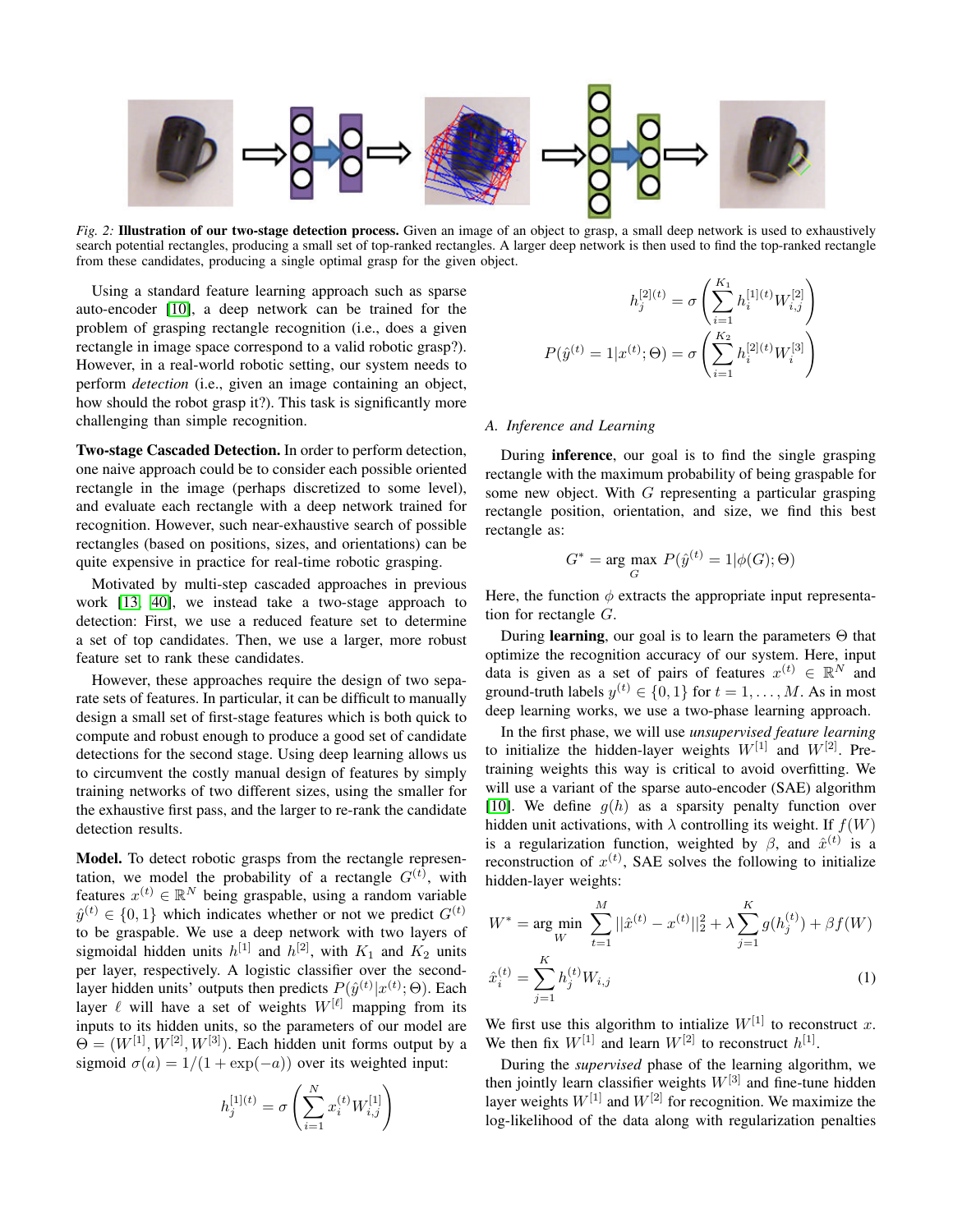*Fig. 2:* **Illustration of our two-stage detection process.** Given an image of an object to grasp, a small deep network is used to exhaustively search potential rectangles, producing a small set of top-ranked rectangles. A larger deep network is then used to find the top-ranked rectangle from these candidates, producing a single optimal grasp for the given object.

Using a standard feature learning approach such as sparse auto-encoder [10], a deep network can be trained for the problem of grasping rectangle recognition (i.e., does a given rectangle in image space correspond to a valid robotic grasp?). However, in a real-world robotic setting, our system needs to perform *detection* (i.e., given an image containing an object, how should the robot grasp it?). This task is significantly more challenging than simple recognition.

**Two-stage Cascaded Detection.** In order to perform detection, one naive approach could be to consider each possible oriented rectangle in the image (perhaps discretized to some level), and evaluate each rectangle with a deep network trained for recognition. However, such near-exhaustive search of possible rectangles (based on positions, sizes, and orientations) can be quite expensive in practice for real-time robotic grasping.

Motivated by multi-step cascaded approaches in previous work [13, 40], we instead take a two-stage approach to detection: First, we use a reduced feature set to determine a set of top candidates. Then, we use a larger, more robust feature set to rank these candidates.

However, these approaches require the design of two separate sets of features. In particular, it can be difficult to manually design a small set of first-stage features which is both quick to compute and robust enough to produce a good set of candidate detections for the second stage. Using deep learning allows us to circumvent the costly manual design of features by simply training networks of two different sizes, using the smaller for the exhaustive first pass, and the larger to re-rank the candidate detection results.

**Model.** To detect robotic grasps from the rectangle representation, we model the probability of a rectangle $G^{(t)}$, with features $x^{(t)} \in \mathbb{R}^N$ being graspable, using a random variable $\hat{y}^{(t)} \in \{0, 1\}$ which indicates whether or not we predict $G^{(t)}$ to be graspable. We use a deep network with two layers of sigmoidal hidden units $h^{[1]}$ and $h^{[2]}$, with $K_1$ and $K_2$ units per layer, respectively. A logistic classifier over the second-layer hidden units' outputs then predicts $P(\hat{y}^{(t)}|x^{(t)};\Theta)$. Each layer $\ell$ will have a set of weights $W^{[\ell]}$ mapping from its inputs to its hidden units, so the parameters of our model are $\Theta = (W^{[1]}, W^{[2]}, W^{[3]})$. Each hidden unit forms output by a sigmoid $\sigma(a) = 1/(1 + \exp(-a))$ over its weighted input:

$$h_j^{[1](t)} = \sigma\left(\sum_{i=1}^{N} x_i^{(t)} W_{i,j}^{[1]}\right)$$

$$h_j^{[2](t)} = \sigma\left(\sum_{i=1}^{K_1} h_i^{[1](t)} W_{i,j}^{[2]}\right)$$

$$P(\hat{y}^{(t)} = 1|x^{(t)};\Theta) = \sigma\left(\sum_{i=1}^{K_2} h_i^{[2](t)} W_i^{[3]}\right)$$

### A. Inference and Learning

During **inference**, our goal is to find the single grasping rectangle with the maximum probability of being graspable for some new object. With $G$ representing a particular grasping rectangle position, orientation, and size, we find this best rectangle as:

$$G^* = \arg\max_{G} P(\hat{y}^{(t)} = 1|\phi(G);\Theta)$$

Here, the function $\phi$ extracts the appropriate input representation for rectangle $G$.

During **learning**, our goal is to learn the parameters $\Theta$ that optimize the recognition accuracy of our system. Here, input data is given as a set of pairs of features $x^{(t)} \in \mathbb{R}^N$ and ground-truth labels $y^{(t)} \in \{0, 1\}$ for $t = 1, \ldots, M$. As in most deep learning works, we use a two-phase learning approach.

In the first phase, we will use *unsupervised feature learning* to initialize the hidden-layer weights $W^{[1]}$ and $W^{[2]}$. Pre-training weights this way is critical to avoid overfitting. We will use a variant of the sparse auto-encoder (SAE) algorithm [10]. We define $g(h)$ as a sparsity penalty function over hidden unit activations, with $\lambda$ controlling its weight. If $f(W)$ is a regularization function, weighted by $\beta$, and $\hat{x}^{(t)}$ is a reconstruction of $x^{(t)}$, SAE solves the following to initialize hidden-layer weights:

$$W^* = \arg\min_{W} \sum_{t=1}^{M} ||\hat{x}^{(t)} - x^{(t)}||_2^2 + \lambda \sum_{j=1}^{K} g(h_j^{(t)}) + \beta f(W)$$

$$\hat{x}_i^{(t)} = \sum_{j=1}^{K} h_j^{(t)} W_{i,j} \tag{1}$$

We first use this algorithm to initialize $W^{[1]}$ to reconstruct $x$. We then fix $W^{[1]}$ and learn $W^{[2]}$ to reconstruct $h^{[1]}$.

During the *supervised* phase of the learning algorithm, we then jointly learn classifier weights $W^{[3]}$ and fine-tune hidden layer weights $W^{[1]}$ and $W^{[2]}$ for recognition. We maximize the log-likelihood of the data along with regularization penalties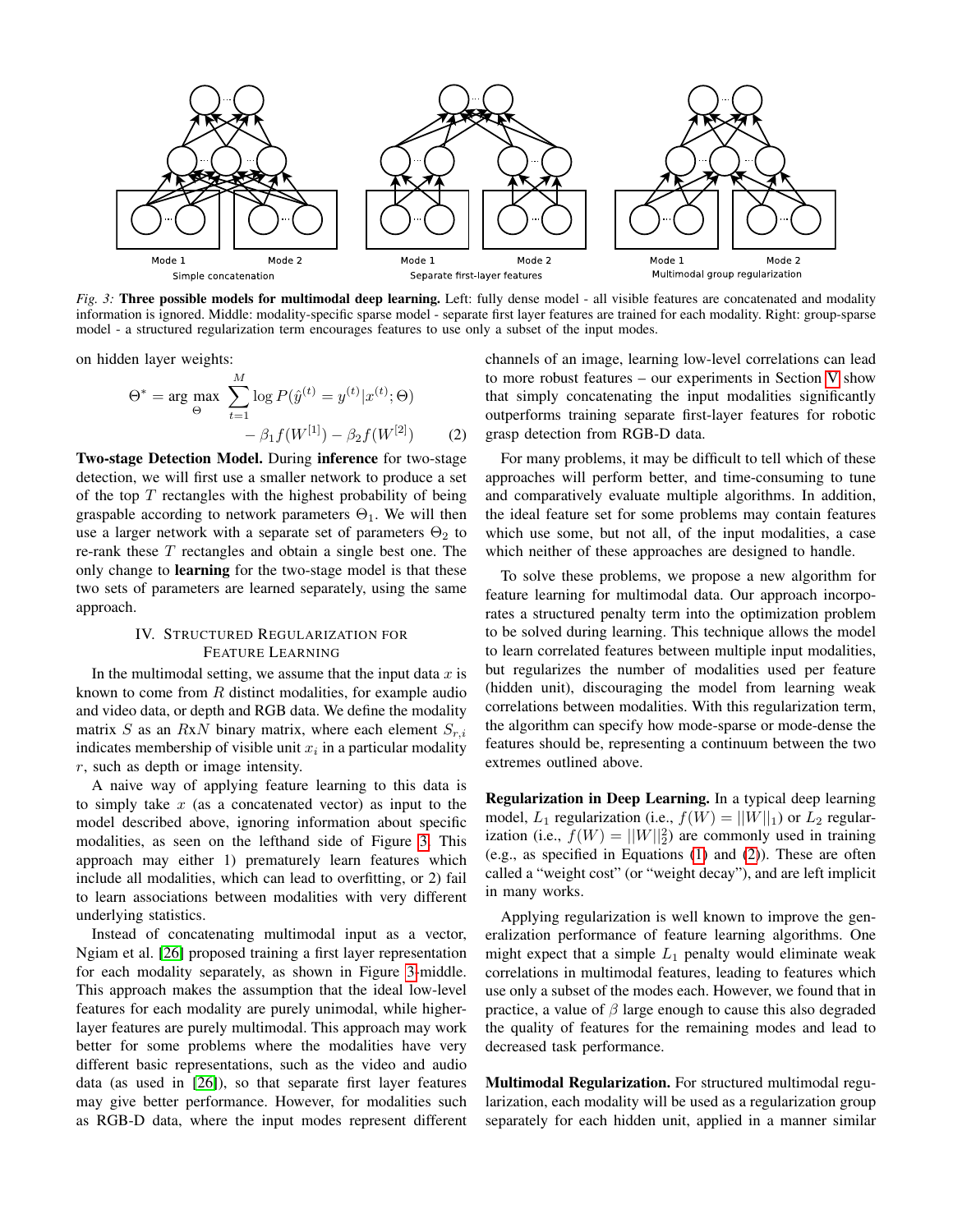Mode 1

Mode 2

Simple concatenation

Mode 1

Mode 2

Separate first-layer features

Mode 1

Mode 2

Multimodal group regularization

*Fig. 3:* **Three possible models for multimodal deep learning.** Left: fully dense model - all visible features are concatenated and modality information is ignored. Middle: modality-specific sparse model - separate first layer features are trained for each modality. Right: group-sparse model - a structured regularization term encourages features to use only a subset of the input modes.

on hidden layer weights:

$$\Theta^* = \arg\max_{\Theta} \sum_{t=1}^{M} \log P(\hat{y}^{(t)} = y^{(t)} | x^{(t)}; \Theta) - \beta_1 f(W^{[1]}) - \beta_2 f(W^{[2]}) \quad (2)$$

**Two-stage Detection Model.** During **inference** for two-stage detection, we will first use a smaller network to produce a set of the top $T$ rectangles with the highest probability of being graspable according to network parameters $\Theta_1$. We will then use a larger network with a separate set of parameters $\Theta_2$ to re-rank these $T$ rectangles and obtain a single best one. The only change to **learning** for the two-stage model is that these two sets of parameters are learned separately, using the same approach.

## IV. Structured Regularization for Feature Learning

In the multimodal setting, we assume that the input data $x$ is known to come from $R$ distinct modalities, for example audio and video data, or depth and RGB data. We define the modality matrix $S$ as an $R$x$N$ binary matrix, where each element $S_{r,i}$ indicates membership of visible unit $x_i$ in a particular modality $r$, such as depth or image intensity.

A naive way of applying feature learning to this data is to simply take $x$ (as a concatenated vector) as input to the model described above, ignoring information about specific modalities, as seen on the lefthand side of Figure 3. This approach may either 1) prematurely learn features which include all modalities, which can lead to overfitting, or 2) fail to learn associations between modalities with very different underlying statistics.

Instead of concatenating multimodal input as a vector, Ngiam et al. [26] proposed training a first layer representation for each modality separately, as shown in Figure 3-middle. This approach makes the assumption that the ideal low-level features for each modality are purely unimodal, while higher-layer features are purely multimodal. This approach may work better for some problems where the modalities have very different basic representations, such as the video and audio data (as used in [26]), so that separate first layer features may give better performance. However, for modalities such as RGB-D data, where the input modes represent different channels of an image, learning low-level correlations can lead to more robust features – our experiments in Section V show that simply concatenating the input modalities significantly outperforms training separate first-layer features for robotic grasp detection from RGB-D data.

For many problems, it may be difficult to tell which of these approaches will perform better, and time-consuming to tune and comparatively evaluate multiple algorithms. In addition, the ideal feature set for some problems may contain features which use some, but not all, of the input modalities, a case which neither of these approaches are designed to handle.

To solve these problems, we propose a new algorithm for feature learning for multimodal data. Our approach incorporates a structured penalty term into the optimization problem to be solved during learning. This technique allows the model to learn correlated features between multiple input modalities, but regularizes the number of modalities used per feature (hidden unit), discouraging the model from learning weak correlations between modalities. With this regularization term, the algorithm can specify how mode-sparse or mode-dense the features should be, representing a continuum between the two extremes outlined above.

**Regularization in Deep Learning.** In a typical deep learning model, $L_1$ regularization (i.e., $f(W) = ||W||_1$) or $L_2$ regularization (i.e., $f(W) = ||W||_2^2$) are commonly used in training (e.g., as specified in Equations (1) and (2)). These are often called a "weight cost" (or "weight decay"), and are left implicit in many works.

Applying regularization is well known to improve the generalization performance of feature learning algorithms. One might expect that a simple $L_1$ penalty would eliminate weak correlations in multimodal features, leading to features which use only a subset of the modes each. However, we found that in practice, a value of $\beta$ large enough to cause this also degraded the quality of features for the remaining modes and lead to decreased task performance.

**Multimodal Regularization.** For structured multimodal regularization, each modality will be used as a regularization group separately for each hidden unit, applied in a manner similar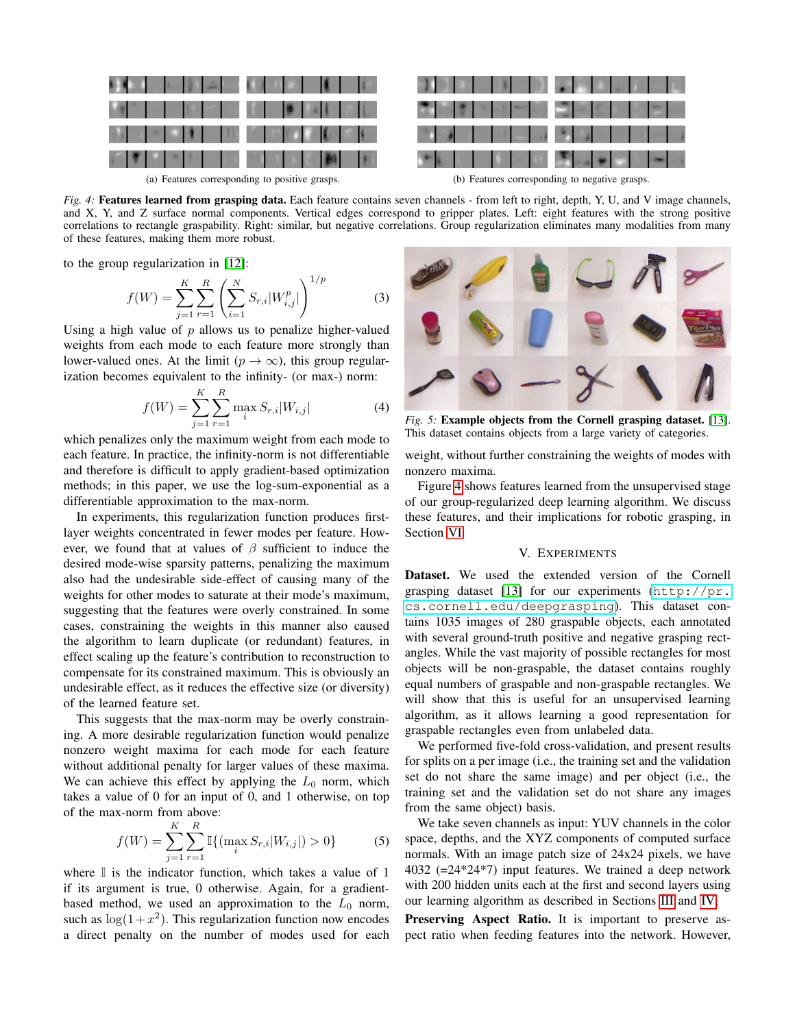(a) Features corresponding to positive grasps.

(b) Features corresponding to negative grasps.

*Fig. 4:* **Features learned from grasping data.** Each feature contains seven channels - from left to right, depth, Y, U, and V image channels, and X, Y, and Z surface normal components. Vertical edges correspond to gripper plates. Left: eight features with the strong positive correlations to rectangle graspability. Right: similar, but negative correlations. Group regularization eliminates many modalities from many of these features, making them more robust.

to the group regularization in [12]:

$$f(W) = \sum_{j=1}^{K} \sum_{r=1}^{R} \left( \sum_{i=1}^{N} S_{r,i} |W_{i,j}^{p}| \right)^{1/p} \tag{3}$$

Using a high value of $p$ allows us to penalize higher-valued weights from each mode to each feature more strongly than lower-valued ones. At the limit ($p \to \infty$), this group regularization becomes equivalent to the infinity- (or max-) norm:

$$f(W) = \sum_{j=1}^{K} \sum_{r=1}^{R} \max_{i} S_{r,i} |W_{i,j}| \tag{4}$$

which penalizes only the maximum weight from each mode to each feature. In practice, the infinity-norm is not differentiable and therefore is difficult to apply gradient-based optimization methods; in this paper, we use the log-sum-exponential as a differentiable approximation to the max-norm.

In experiments, this regularization function produces first-layer weights concentrated in fewer modes per feature. However, we found that at values of $\beta$ sufficient to induce the desired mode-wise sparsity patterns, penalizing the maximum also had the undesirable side-effect of causing many of the weights for other modes to saturate at their mode's maximum, suggesting that the features were overly constrained. In some cases, constraining the weights in this manner also caused the algorithm to learn duplicate (or redundant) features, in effect scaling up the feature's contribution to reconstruction to compensate for its constrained maximum. This is obviously an undesirable effect, as it reduces the effective size (or diversity) of the learned feature set.

This suggests that the max-norm may be overly constraining. A more desirable regularization function would penalize nonzero weight maxima for each mode for each feature without additional penalty for larger values of these maxima. We can achieve this effect by applying the $L_0$ norm, which takes a value of 0 for an input of 0, and 1 otherwise, on top of the max-norm from above:

$$f(W) = \sum_{j=1}^{K} \sum_{r=1}^{R} \mathbb{I}\{(\max_{i} S_{r,i} |W_{i,j}|) > 0\} \tag{5}$$

where $\mathbb{I}$ is the indicator function, which takes a value of 1 if its argument is true, 0 otherwise. Again, for a gradient-based method, we used an approximation to the $L_0$ norm, such as $\log(1+x^2)$. This regularization function now encodes a direct penalty on the number of modes used for each weight, without further constraining the weights of modes with nonzero maxima.

*Fig. 5:* **Example objects from the Cornell grasping dataset.** [13]. This dataset contains objects from a large variety of categories.

Figure 4 shows features learned from the unsupervised stage of our group-regularized deep learning algorithm. We discuss these features, and their implications for robotic grasping, in Section VI.

## V. Experiments

**Dataset.** We used the extended version of the Cornell grasping dataset [13] for our experiments (http://pr.cs.cornell.edu/deepgrasping). This dataset contains 1035 images of 280 graspable objects, each annotated with several ground-truth positive and negative grasping rectangles. While the vast majority of possible rectangles for most objects will be non-graspable, the dataset contains roughly equal numbers of graspable and non-graspable rectangles. We will show that this is useful for an unsupervised learning algorithm, as it allows learning a good representation for graspable rectangles even from unlabeled data.

We performed five-fold cross-validation, and present results for splits on a per image (i.e., the training set and the validation set do not share the same image) and per object (i.e., the training set and the validation set do not share any images from the same object) basis.

We take seven channels as input: YUV channels in the color space, depths, and the XYZ components of computed surface normals. With an image patch size of 24x24 pixels, we have 4032 (=24\*24\*7) input features. We trained a deep network with 200 hidden units each at the first and second layers using our learning algorithm as described in Sections III and IV.

**Preserving Aspect Ratio.** It is important to preserve aspect ratio when feeding features into the network. However,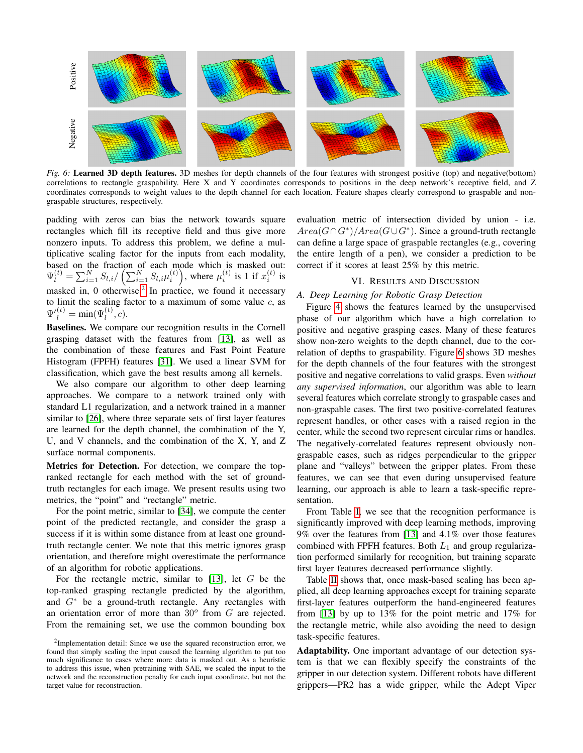*Fig. 6:* **Learned 3D depth features.** 3D meshes for depth channels of the four features with strongest positive (top) and negative(bottom) correlations to rectangle graspability. Here X and Y coordinates corresponds to positions in the deep network's receptive field, and Z coordinates corresponds to weight values to the depth channel for each location. Feature shapes clearly correspond to graspable and non-graspable structures, respectively.

padding with zeros can bias the network towards square rectangles which fill its receptive field and thus give more nonzero inputs. To address this problem, we define a multiplicative scaling factor for the inputs from each modality, based on the fraction of each mode which is masked out: $\Psi_l^{(t)} = \sum_{i=1}^{N} S_{l,i} / \left( \sum_{i=1}^{N} S_{l,i} \mu_i^{(t)} \right)$, where $\mu_i^{(t)}$ is 1 if $x_i^{(t)}$ is masked in, 0 otherwise.[2] In practice, we found it necessary to limit the scaling factor to a maximum of some value $c$, as $\Psi'^{(t)}_l = \min(\Psi_l^{(t)}, c)$.

**Baselines.** We compare our recognition results in the Cornell grasping dataset with the features from [13], as well as the combination of these features and Fast Point Feature Histogram (FPFH) features [31]. We used a linear SVM for classification, which gave the best results among all kernels.

We also compare our algorithm to other deep learning approaches. We compare to a network trained only with standard L1 regularization, and a network trained in a manner similar to [26], where three separate sets of first layer features are learned for the depth channel, the combination of the Y, U, and V channels, and the combination of the X, Y, and Z surface normal components.

**Metrics for Detection.** For detection, we compare the top-ranked rectangle for each method with the set of ground-truth rectangles for each image. We present results using two metrics, the "point" and "rectangle" metric.

For the point metric, similar to [34], we compute the center point of the predicted rectangle, and consider the grasp a success if it is within some distance from at least one ground-truth rectangle center. We note that this metric ignores grasp orientation, and therefore might overestimate the performance of an algorithm for robotic applications.

For the rectangle metric, similar to [13], let $G$ be the top-ranked grasping rectangle predicted by the algorithm, and $G^*$ be a ground-truth rectangle. Any rectangles with an orientation error of more than $30^o$ from $G$ are rejected. From the remaining set, we use the common bounding box evaluation metric of intersection divided by union - i.e. $Area(G \cap G^*)/Area(G \cup G^*)$. Since a ground-truth rectangle can define a large space of graspable rectangles (e.g., covering the entire length of a pen), we consider a prediction to be correct if it scores at least 25% by this metric.

[2]Implementation detail: Since we use the squared reconstruction error, we found that simply scaling the input caused the learning algorithm to put too much significance to cases where more data is masked out. As a heuristic to address this issue, when pretraining with SAE, we scaled the input to the network and the reconstruction penalty for each input coordinate, but not the target value for reconstruction.

## VI. Results and Discussion

### A. Deep Learning for Robotic Grasp Detection

Figure 4 shows the features learned by the unsupervised phase of our algorithm which have a high correlation to positive and negative grasping cases. Many of these features show non-zero weights to the depth channel, due to the correlation of depths to graspability. Figure 6 shows 3D meshes for the depth channels of the four features with the strongest positive and negative correlations to valid grasps. Even *without any supervised information*, our algorithm was able to learn several features which correlate strongly to graspable cases and non-graspable cases. The first two positive-correlated features represent handles, or other cases with a raised region in the center, while the second two represent circular rims or handles. The negatively-correlated features represent obviously non-graspable cases, such as ridges perpendicular to the gripper plane and "valleys" between the gripper plates. From these features, we can see that even during unsupervised feature learning, our approach is able to learn a task-specific representation.

From Table I, we see that the recognition performance is significantly improved with deep learning methods, improving 9% over the features from [13] and 4.1% over those features combined with FPFH features. Both $L_1$ and group regularization performed similarly for recognition, but training separate first layer features decreased performance slightly.

Table II shows that, once mask-based scaling has been applied, all deep learning approaches except for training separate first-layer features outperform the hand-engineered features from [13] by up to 13% for the point metric and 17% for the rectangle metric, while also avoiding the need to design task-specific features.

**Adaptability.** One important advantage of our detection system is that we can flexibly specify the constraints of the gripper in our detection system. Different robots have different grippers—PR2 has a wide gripper, while the Adept Viper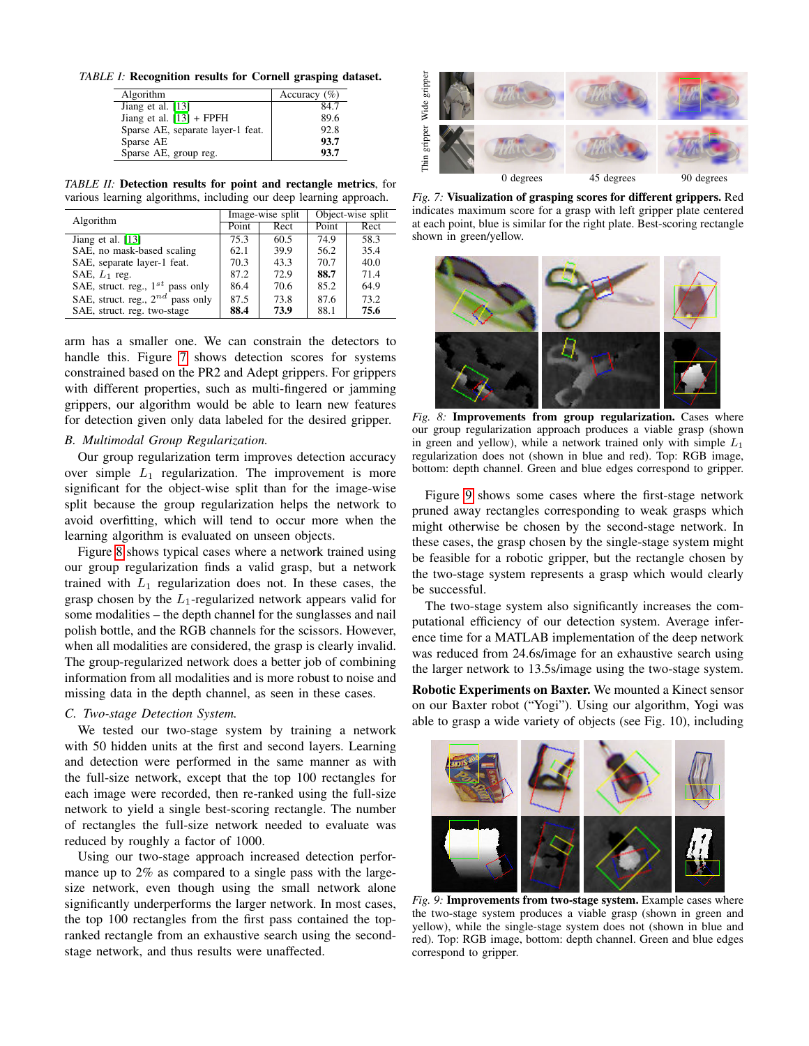*TABLE I:* **Recognition results for Cornell grasping dataset.**

| Algorithm | Accuracy (%) |
|---|---|
| Jiang et al. [13] | 84.7 |
| Jiang et al. [13] + FPFH | 89.6 |
| Sparse AE, separate layer-1 feat. | 92.8 |
| Sparse AE | **93.7** |
| Sparse AE, group reg. | **93.7** |

*TABLE II:* **Detection results for point and rectangle metrics**, for various learning algorithms, including our deep learning approach.

| Algorithm | Image-wise split | | Object-wise split | |
|---|---|---|---|---|
| | Point | Rect | Point | Rect |
| Jiang et al. [13] | 75.3 | 60.5 | 74.9 | 58.3 |
| SAE, no mask-based scaling | 62.1 | 39.9 | 56.2 | 35.4 |
| SAE, separate layer-1 feat. | 70.3 | 43.3 | 70.7 | 40.0 |
| SAE, $L_1$ reg. | 87.2 | 72.9 | **88.7** | 71.4 |
| SAE, struct. reg., $1^{st}$ pass only | 86.4 | 70.6 | 85.2 | 64.9 |
| SAE, struct. reg., $2^{nd}$ pass only | 87.5 | 73.8 | 87.6 | 73.2 |
| SAE, struct. reg. two-stage | **88.4** | **73.9** | 88.1 | **75.6** |

arm has a smaller one. We can constrain the detectors to handle this. Figure 7 shows detection scores for systems constrained based on the PR2 and Adept grippers. For grippers with different properties, such as multi-fingered or jamming grippers, our algorithm would be able to learn new features for detection given only data labeled for the desired gripper.

### *B. Multimodal Group Regularization.*

Our group regularization term improves detection accuracy over simple $L_1$ regularization. The improvement is more significant for the object-wise split than for the image-wise split because the group regularization helps the network to avoid overfitting, which will tend to occur more when the learning algorithm is evaluated on unseen objects.

Figure 8 shows typical cases where a network trained using our group regularization finds a valid grasp, but a network trained with $L_1$ regularization does not. In these cases, the grasp chosen by the $L_1$-regularized network appears valid for some modalities – the depth channel for the sunglasses and nail polish bottle, and the RGB channels for the scissors. However, when all modalities are considered, the grasp is clearly invalid. The group-regularized network does a better job of combining information from all modalities and is more robust to noise and missing data in the depth channel, as seen in these cases.

### *C. Two-stage Detection System.*

We tested our two-stage system by training a network with 50 hidden units at the first and second layers. Learning and detection were performed in the same manner as with the full-size network, except that the top 100 rectangles for each image were recorded, then re-ranked using the full-size network to yield a single best-scoring rectangle. The number of rectangles the full-size network needed to evaluate was reduced by roughly a factor of 1000.

Using our two-stage approach increased detection performance up to 2% as compared to a single pass with the large-size network, even though using the small network alone significantly underperforms the larger network. In most cases, the top 100 rectangles from the first pass contained the top-ranked rectangle from an exhaustive search using the second-stage network, and thus results were unaffected.

*Fig. 7:* **Visualization of grasping scores for different grippers.** Red indicates maximum score for a grasp with left gripper plate centered at each point, blue is similar for the right plate. Best-scoring rectangle shown in green/yellow.

*Fig. 8:* **Improvements from group regularization.** Cases where our group regularization approach produces a viable grasp (shown in green and yellow), while a network trained only with simple $L_1$ regularization does not (shown in blue and red). Top: RGB image, bottom: depth channel. Green and blue edges correspond to gripper.

Figure 9 shows some cases where the first-stage network pruned away rectangles corresponding to weak grasps which might otherwise be chosen by the second-stage network. In these cases, the grasp chosen by the single-stage system might be feasible for a robotic gripper, but the rectangle chosen by the two-stage system represents a grasp which would clearly be successful.

The two-stage system also significantly increases the computational efficiency of our detection system. Average inference time for a MATLAB implementation of the deep network was reduced from 24.6s/image for an exhaustive search using the larger network to 13.5s/image using the two-stage system.

**Robotic Experiments on Baxter.** We mounted a Kinect sensor on our Baxter robot ("Yogi"). Using our algorithm, Yogi was able to grasp a wide variety of objects (see Fig. 10), including

*Fig. 9:* **Improvements from two-stage system.** Example cases where the two-stage system produces a viable grasp (shown in green and yellow), while the single-stage system does not (shown in blue and red). Top: RGB image, bottom: depth channel. Green and blue edges correspond to gripper.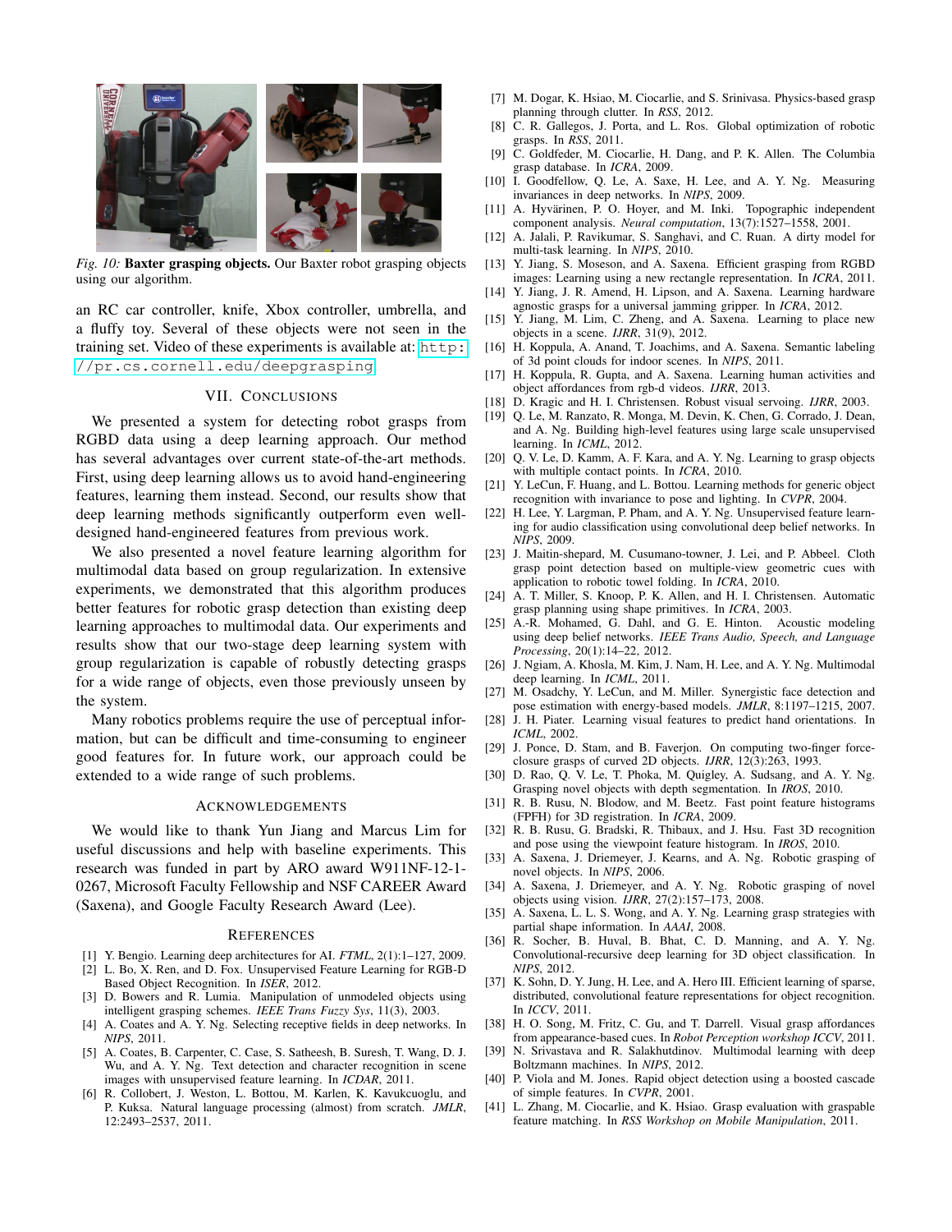*Fig. 10:* **Baxter grasping objects.** Our Baxter robot grasping objects using our algorithm.

an RC car controller, knife, Xbox controller, umbrella, and a fluffy toy. Several of these objects were not seen in the training set. Video of these experiments is available at: http://pr.cs.cornell.edu/deepgrasping

## VII. Conclusions

We presented a system for detecting robot grasps from RGBD data using a deep learning approach. Our method has several advantages over current state-of-the-art methods. First, using deep learning allows us to avoid hand-engineering features, learning them instead. Second, our results show that deep learning methods significantly outperform even well-designed hand-engineered features from previous work.

We also presented a novel feature learning algorithm for multimodal data based on group regularization. In extensive experiments, we demonstrated that this algorithm produces better features for robotic grasp detection than existing deep learning approaches to multimodal data. Our experiments and results show that our two-stage deep learning system with group regularization is capable of robustly detecting grasps for a wide range of objects, even those previously unseen by the system.

Many robotics problems require the use of perceptual information, but can be difficult and time-consuming to engineer good features for. In future work, our approach could be extended to a wide range of such problems.

## Acknowledgements

We would like to thank Yun Jiang and Marcus Lim for useful discussions and help with baseline experiments. This research was funded in part by ARO award W911NF-12-1-0267, Microsoft Faculty Fellowship and NSF CAREER Award (Saxena), and Google Faculty Research Award (Lee).

## References

[1] Y. Bengio. Learning deep architectures for AI. *FTML*, 2(1):1–127, 2009.

[2] L. Bo, X. Ren, and D. Fox. Unsupervised Feature Learning for RGB-D Based Object Recognition. In *ISER*, 2012.

[3] D. Bowers and R. Lumia. Manipulation of unmodeled objects using intelligent grasping schemes. *IEEE Trans Fuzzy Sys*, 11(3), 2003.

[4] A. Coates and A. Y. Ng. Selecting receptive fields in deep networks. In *NIPS*, 2011.

[5] A. Coates, B. Carpenter, C. Case, S. Satheesh, B. Suresh, T. Wang, D. J. Wu, and A. Y. Ng. Text detection and character recognition in scene images with unsupervised feature learning. In *ICDAR*, 2011.

[6] R. Collobert, J. Weston, L. Bottou, M. Karlen, K. Kavukcuoglu, and P. Kuksa. Natural language processing (almost) from scratch. *JMLR*, 12:2493–2537, 2011.

[7] M. Dogar, K. Hsiao, M. Ciocarlie, and S. Srinivasa. Physics-based grasp planning through clutter. In *RSS*, 2012.

[8] C. R. Gallegos, J. Porta, and L. Ros. Global optimization of robotic grasps. In *RSS*, 2011.

[9] C. Goldfeder, M. Ciocarlie, H. Dang, and P. K. Allen. The Columbia grasp database. In *ICRA*, 2009.

[10] I. Goodfellow, Q. Le, A. Saxe, H. Lee, and A. Y. Ng. Measuring invariances in deep networks. In *NIPS*, 2009.

[11] A. Hyvärinen, P. O. Hoyer, and M. Inki. Topographic independent component analysis. *Neural computation*, 13(7):1527–1558, 2001.

[12] A. Jalali, P. Ravikumar, S. Sanghavi, and C. Ruan. A dirty model for multi-task learning. In *NIPS*, 2010.

[13] Y. Jiang, S. Moseson, and A. Saxena. Efficient grasping from RGBD images: Learning using a new rectangle representation. In *ICRA*, 2011.

[14] Y. Jiang, J. R. Amend, H. Lipson, and A. Saxena. Learning hardware agnostic grasps for a universal jamming gripper. In *ICRA*, 2012.

[15] Y. Jiang, M. Lim, C. Zheng, and A. Saxena. Learning to place new objects in a scene. *IJRR*, 31(9), 2012.

[16] H. Koppula, A. Anand, T. Joachims, and A. Saxena. Semantic labeling of 3d point clouds for indoor scenes. In *NIPS*, 2011.

[17] H. Koppula, R. Gupta, and A. Saxena. Learning human activities and object affordances from rgb-d videos. *IJRR*, 2013.

[18] D. Kragic and H. I. Christensen. Robust visual servoing. *IJRR*, 2003.

[19] Q. Le, M. Ranzato, R. Monga, M. Devin, K. Chen, G. Corrado, J. Dean, and A. Ng. Building high-level features using large scale unsupervised learning. In *ICML*, 2012.

[20] Q. V. Le, D. Kamm, A. F. Kara, and A. Y. Ng. Learning to grasp objects with multiple contact points. In *ICRA*, 2010.

[21] Y. LeCun, F. Huang, and L. Bottou. Learning methods for generic object recognition with invariance to pose and lighting. In *CVPR*, 2004.

[22] H. Lee, Y. Largman, P. Pham, and A. Y. Ng. Unsupervised feature learning for audio classification using convolutional deep belief networks. In *NIPS*, 2009.

[23] J. Maitin-shepard, M. Cusumano-towner, J. Lei, and P. Abbeel. Cloth grasp point detection based on multiple-view geometric cues with application to robotic towel folding. In *ICRA*, 2010.

[24] A. T. Miller, S. Knoop, P. K. Allen, and H. I. Christensen. Automatic grasp planning using shape primitives. In *ICRA*, 2003.

[25] A.-R. Mohamed, G. Dahl, and G. E. Hinton. Acoustic modeling using deep belief networks. *IEEE Trans Audio, Speech, and Language Processing*, 20(1):14–22, 2012.

[26] J. Ngiam, A. Khosla, M. Kim, J. Nam, H. Lee, and A. Y. Ng. Multimodal deep learning. In *ICML*, 2011.

[27] M. Osadchy, Y. LeCun, and M. Miller. Synergistic face detection and pose estimation with energy-based models. *JMLR*, 8:1197–1215, 2007.

[28] J. H. Piater. Learning visual features to predict hand orientations. In *ICML*, 2002.

[29] J. Ponce, D. Stam, and B. Faverjon. On computing two-finger force-closure grasps of curved 2D objects. *IJRR*, 12(3):263, 1993.

[30] D. Rao, Q. V. Le, T. Phoka, M. Quigley, A. Sudsang, and A. Y. Ng. Grasping novel objects with depth segmentation. In *IROS*, 2010.

[31] R. B. Rusu, N. Blodow, and M. Beetz. Fast point feature histograms (FPFH) for 3D registration. In *ICRA*, 2009.

[32] R. B. Rusu, G. Bradski, R. Thibaux, and J. Hsu. Fast 3D recognition and pose using the viewpoint feature histogram. In *IROS*, 2010.

[33] A. Saxena, J. Driemeyer, J. Kearns, and A. Ng. Robotic grasping of novel objects. In *NIPS*, 2006.

[34] A. Saxena, J. Driemeyer, and A. Y. Ng. Robotic grasping of novel objects using vision. *IJRR*, 27(2):157–173, 2008.

[35] A. Saxena, L. L. S. Wong, and A. Y. Ng. Learning grasp strategies with partial shape information. In *AAAI*, 2008.

[36] R. Socher, B. Huval, B. Bhat, C. D. Manning, and A. Y. Ng. Convolutional-recursive deep learning for 3D object classification. In *NIPS*, 2012.

[37] K. Sohn, D. Y. Jung, H. Lee, and A. Hero III. Efficient learning of sparse, distributed, convolutional feature representations for object recognition. In *ICCV*, 2011.

[38] H. O. Song, M. Fritz, C. Gu, and T. Darrell. Visual grasp affordances from appearance-based cues. In *Robot Perception workshop ICCV*, 2011.

[39] N. Srivastava and R. Salakhutdinov. Multimodal learning with deep Boltzmann machines. In *NIPS*, 2012.

[40] P. Viola and M. Jones. Rapid object detection using a boosted cascade of simple features. In *CVPR*, 2001.

[41] L. Zhang, M. Ciocarlie, and K. Hsiao. Grasp evaluation with graspable feature matching. In *RSS Workshop on Mobile Manipulation*, 2011.